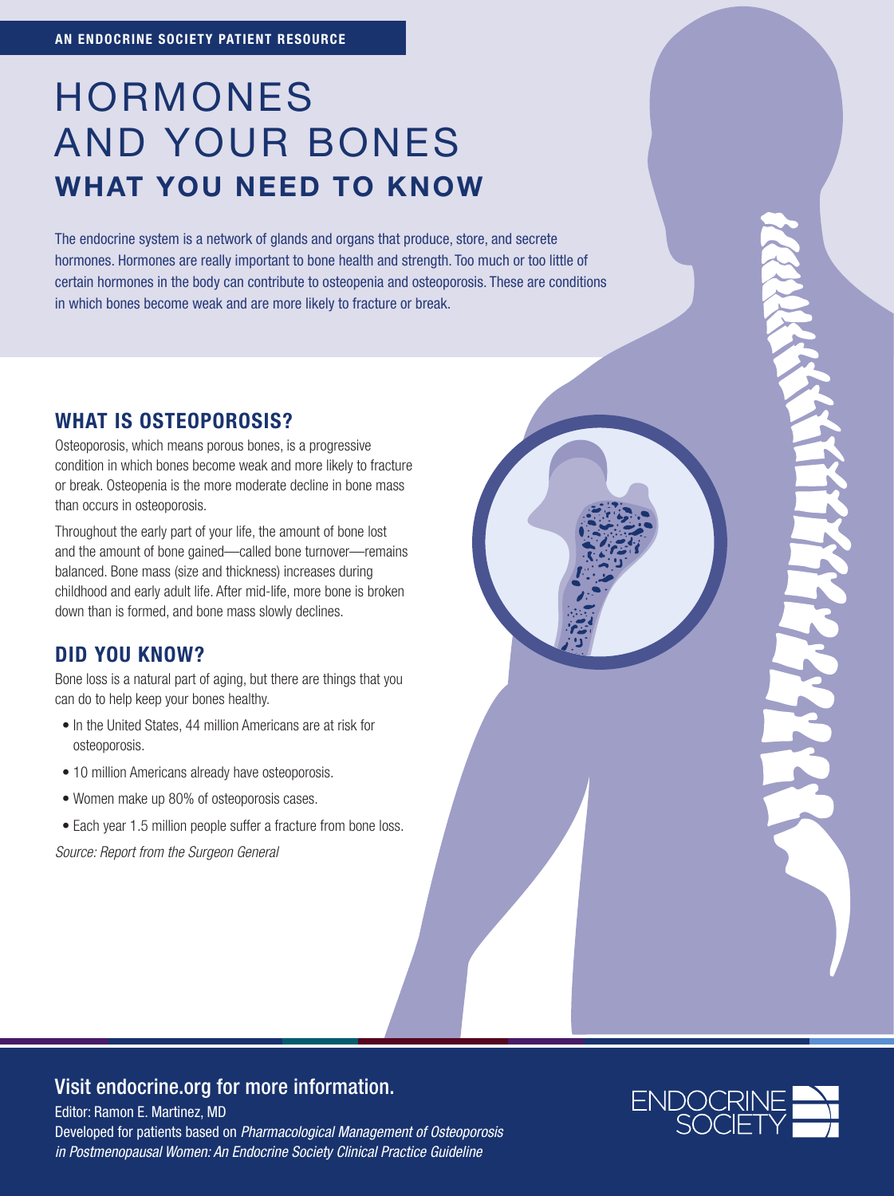AN ENDOCRINE SOCIETY PATIENT RESOURCE

# HORMONES AND YOUR BONES

## WHAT YOU NEED TO KNOW

The endocrine system is a network of glands and organs that produce, store, and secrete hormones. Hormones are really important to bone health and strength. Too much or too little of certain hormones in the body can contribute to osteopenia and osteoporosis. These are conditions in which bones become weak and are more likely to fracture or break.

## WHAT IS OSTEOPOROSIS?

Osteoporosis, which means porous bones, is a progressive condition in which bones become weak and more likely to fracture or break. Osteopenia is the more moderate decline in bone mass than occurs in osteoporosis.

Throughout the early part of your life, the amount of bone lost and the amount of bone gained—called bone turnover—remains balanced. Bone mass (size and thickness) increases during childhood and early adult life. After mid-life, more bone is broken down than is formed, and bone mass slowly declines.

## DID YOU KNOW?

Bone loss is a natural part of aging, but there are things that you can do to help keep your bones healthy.

- In the United States, 44 million Americans are at risk for osteoporosis.
- 10 million Americans already have osteoporosis.
- Women make up 80% of osteoporosis cases.
- Each year 1.5 million people suffer a fracture from bone loss.

*Source: Report from the Surgeon General*

Visit endocrine.org for more information.

Editor: Ramon E. Martinez, MD

Developed for patients based on *Pharmacological Management of Osteoporosis in Postmenopausal Women: An Endocrine Society Clinical Practice Guideline*

ENDOCRINE SOCIETY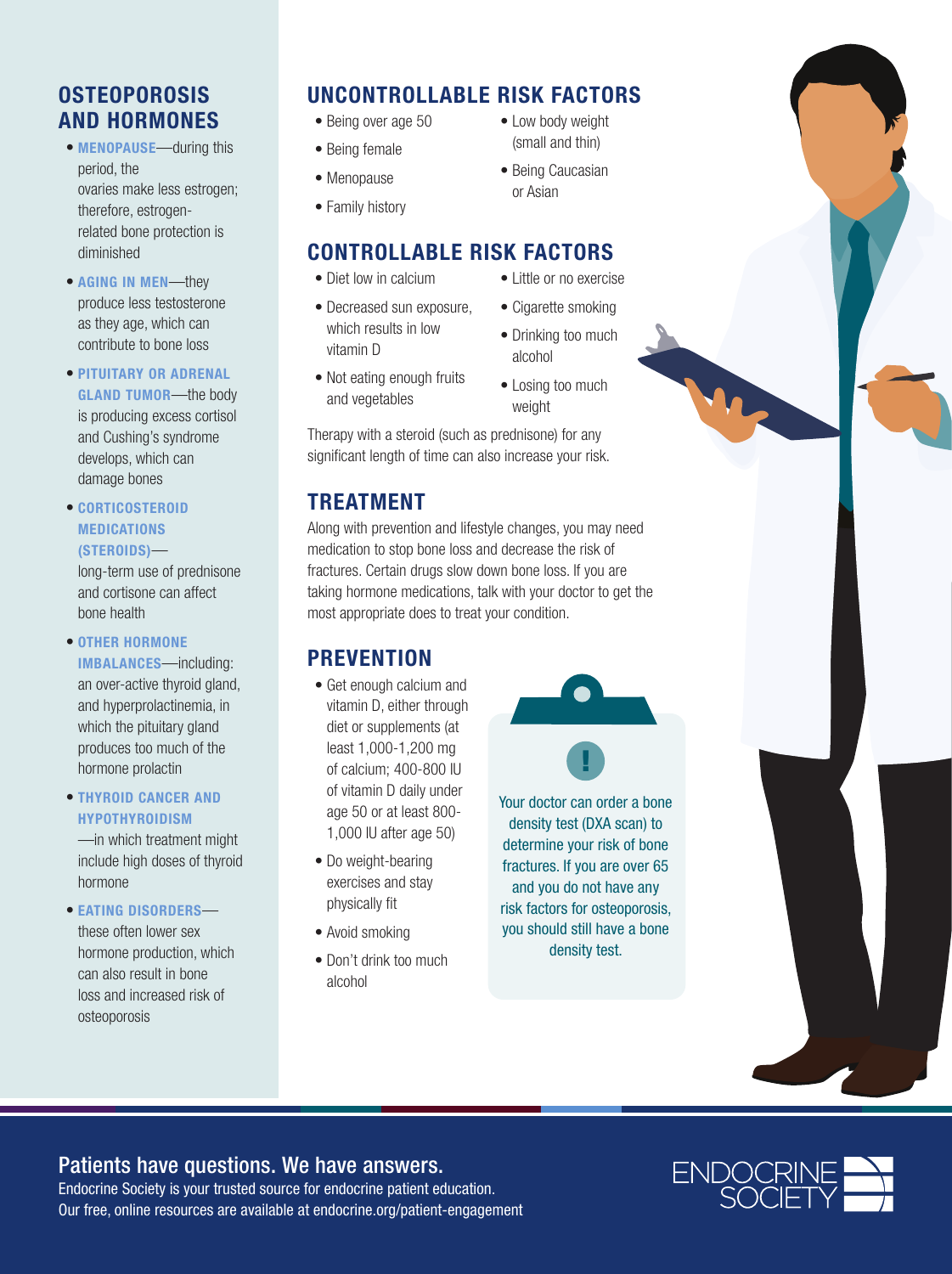## OSTEOPOROSIS AND HORMONES

- **MENOPAUSE**—during this period, the ovaries make less estrogen; therefore, estrogen-related bone protection is diminished
- **AGING IN MEN**—they produce less testosterone as they age, which can contribute to bone loss
- **PITUITARY OR ADRENAL GLAND TUMOR**—the body is producing excess cortisol and Cushing's syndrome develops, which can damage bones
- **CORTICOSTEROID MEDICATIONS (STEROIDS)**—long-term use of prednisone and cortisone can affect bone health
- **OTHER HORMONE IMBALANCES**—including: an over-active thyroid gland, and hyperprolactinemia, in which the pituitary gland produces too much of the hormone prolactin
- **THYROID CANCER AND HYPOTHYROIDISM**—in which treatment might include high doses of thyroid hormone
- **EATING DISORDERS**—these often lower sex hormone production, which can also result in bone loss and increased risk of osteoporosis

## UNCONTROLLABLE RISK FACTORS

- Being over age 50
- Being female
- Menopause
- Family history
- Low body weight (small and thin)
- Being Caucasian or Asian

## CONTROLLABLE RISK FACTORS

- Diet low in calcium
- Decreased sun exposure, which results in low vitamin D
- Not eating enough fruits and vegetables
- Little or no exercise
- Cigarette smoking
- Drinking too much alcohol
- Losing too much weight

Therapy with a steroid (such as prednisone) for any significant length of time can also increase your risk.

## TREATMENT

Along with prevention and lifestyle changes, you may need medication to stop bone loss and decrease the risk of fractures. Certain drugs slow down bone loss. If you are taking hormone medications, talk with your doctor to get the most appropriate does to treat your condition.

## PREVENTION

- Get enough calcium and vitamin D, either through diet or supplements (at least 1,000-1,200 mg of calcium; 400-800 IU of vitamin D daily under age 50 or at least 800-1,000 IU after age 50)
- Do weight-bearing exercises and stay physically fit
- Avoid smoking
- Don't drink too much alcohol

Your doctor can order a bone density test (DXA scan) to determine your risk of bone fractures. If you are over 65 and you do not have any risk factors for osteoporosis, you should still have a bone density test.

**Patients have questions. We have answers.**

Endocrine Society is your trusted source for endocrine patient education.
Our free, online resources are available at endocrine.org/patient-engagement

ENDOCRINE SOCIETY